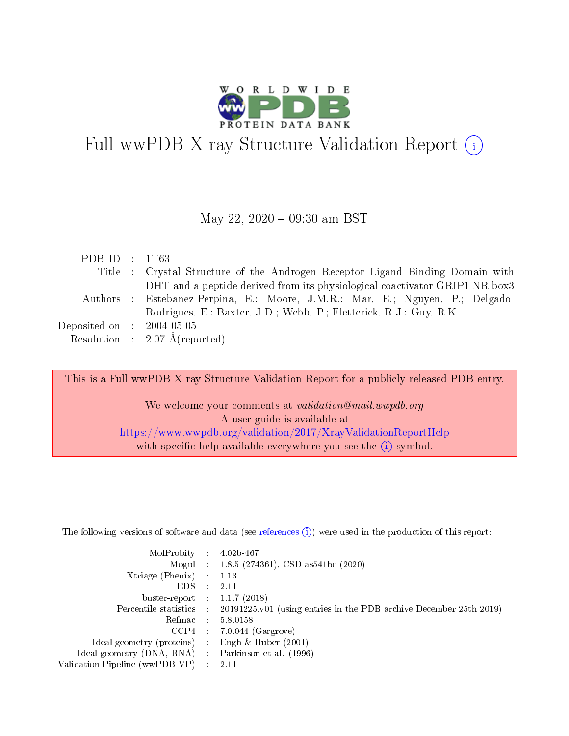# Full wwPDB X-ray Structure Validation Report (i)

May 22, 2020 – 09:30 am BST

| | | |
|---|---|---|
| PDB ID | : | 1T63 |
| Title | : | Crystal Structure of the Androgen Receptor Ligand Binding Domain with DHT and a peptide derived from its physiological coactivator GRIP1 NR box3 |
| Authors | : | Estebanez-Perpina, E.; Moore, J.M.R.; Mar, E.; Nguyen, P.; Delgado-Rodrigues, E.; Baxter, J.D.; Webb, P.; Fletterick, R.J.; Guy, R.K. |
| Deposited on | : | 2004-05-05 |
| Resolution | : | 2.07 Å(reported) |

This is a Full wwPDB X-ray Structure Validation Report for a publicly released PDB entry.

We welcome your comments at *validation@mail.wwpdb.org*
A user guide is available at
https://www.wwpdb.org/validation/2017/XrayValidationReportHelp
with specific help available everywhere you see the (i) symbol.

---

The following versions of software and data (see references (i)) were used in the production of this report:

| | | |
|---|---|---|
| MolProbity | : | 4.02b-467 |
| Mogul | : | 1.8.5 (274361), CSD as541be (2020) |
| Xtriage (Phenix) | : | 1.13 |
| EDS | : | 2.11 |
| buster-report | : | 1.1.7 (2018) |
| Percentile statistics | : | 20191225.v01 (using entries in the PDB archive December 25th 2019) |
| Refmac | : | 5.8.0158 |
| CCP4 | : | 7.0.044 (Gargrove) |
| Ideal geometry (proteins) | : | Engh & Huber (2001) |
| Ideal geometry (DNA, RNA) | : | Parkinson et al. (1996) |
| Validation Pipeline (wwPDB-VP) | : | 2.11 |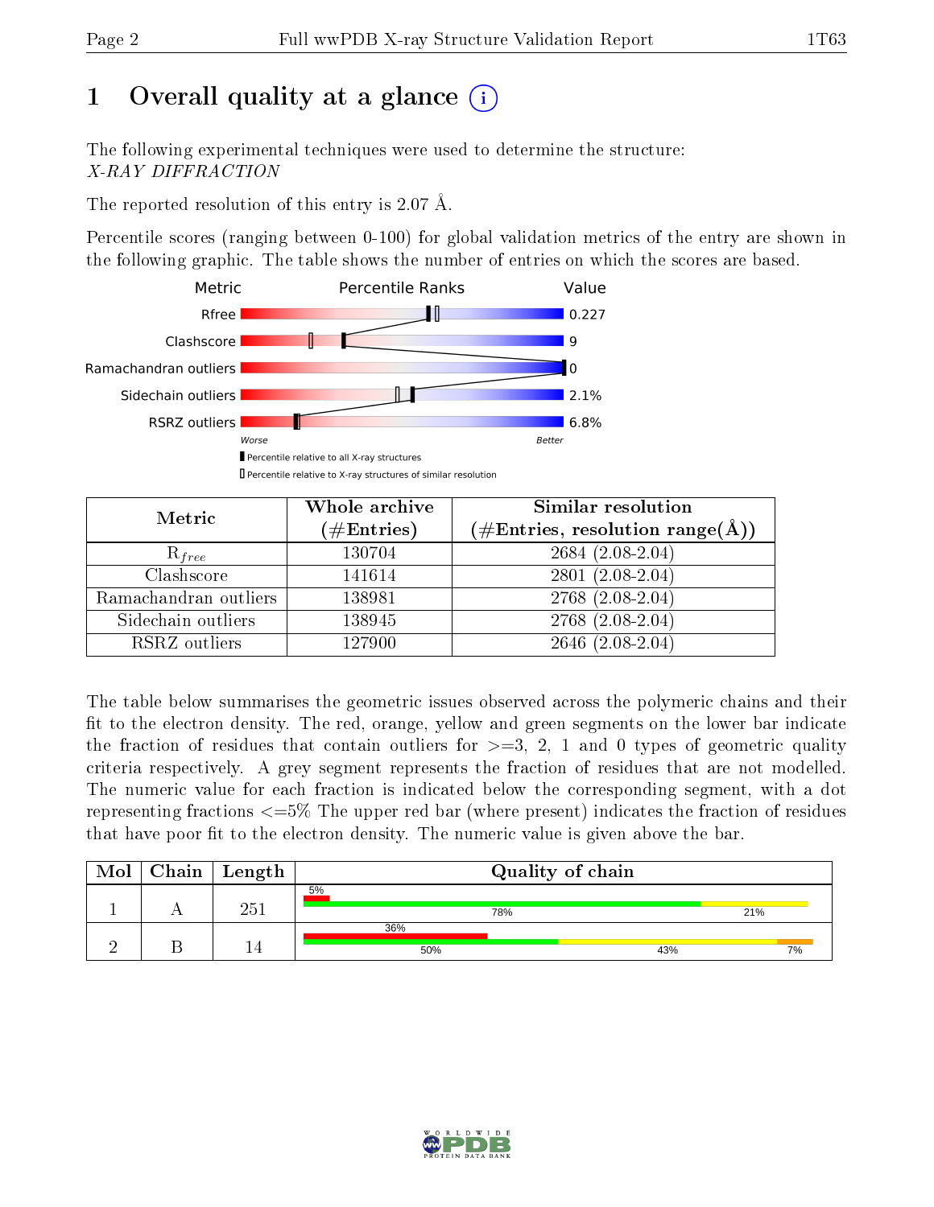# 1 Overall quality at a glance

The following experimental techniques were used to determine the structure:
*X-RAY DIFFRACTION*

The reported resolution of this entry is 2.07 Å.

Percentile scores (ranging between 0-100) for global validation metrics of the entry are shown in the following graphic. The table shows the number of entries on which the scores are based.

| Metric | Value |
|---|---|
| Rfree | 0.227 |
| Clashscore | 9 |
| Ramachandran outliers | 0 |
| Sidechain outliers | 2.1% |
| RSRZ outliers | 6.8% |

| Metric | Whole archive (#Entries) | Similar resolution (#Entries, resolution range(Å)) |
|---|---|---|
| $R_{free}$ | 130704 | 2684 (2.08-2.04) |
| Clashscore | 141614 | 2801 (2.08-2.04) |
| Ramachandran outliers | 138981 | 2768 (2.08-2.04) |
| Sidechain outliers | 138945 | 2768 (2.08-2.04) |
| RSRZ outliers | 127900 | 2646 (2.08-2.04) |

The table below summarises the geometric issues observed across the polymeric chains and their fit to the electron density. The red, orange, yellow and green segments on the lower bar indicate the fraction of residues that contain outliers for >=3, 2, 1 and 0 types of geometric quality criteria respectively. A grey segment represents the fraction of residues that are not modelled. The numeric value for each fraction is indicated below the corresponding segment, with a dot representing fractions <=5% The upper red bar (where present) indicates the fraction of residues that have poor fit to the electron density. The numeric value is given above the bar.

| Mol | Chain | Length | Quality of chain |
|---|---|---|---|
| 1 | A | 251 | 5% (poor fit); 78%, 21% |
| 2 | B | 14 | 36% (poor fit); 50%, 43%, 7% |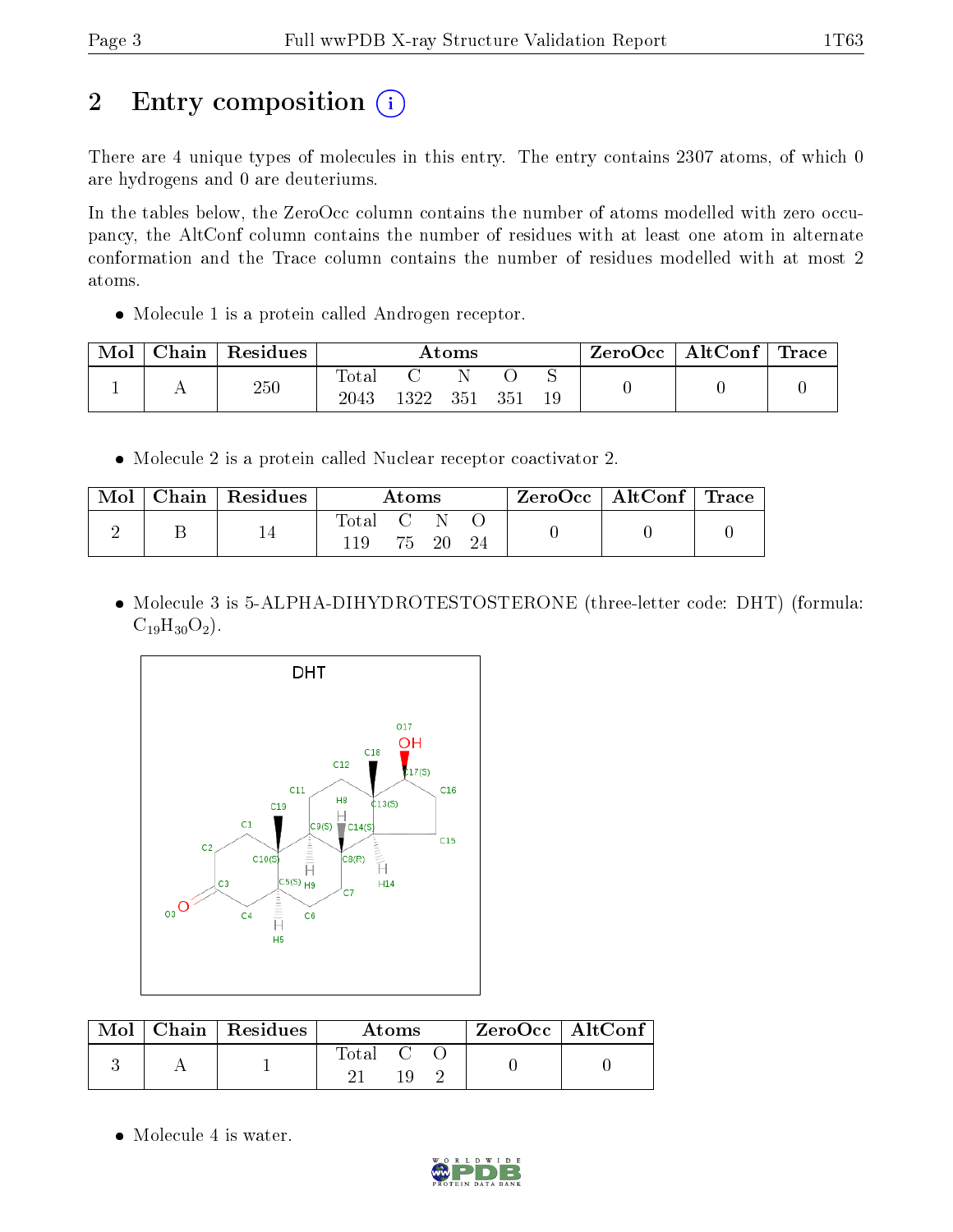# 2 Entry composition

There are 4 unique types of molecules in this entry. The entry contains 2307 atoms, of which 0 are hydrogens and 0 are deuteriums.

In the tables below, the ZeroOcc column contains the number of atoms modelled with zero occupancy, the AltConf column contains the number of residues with at least one atom in alternate conformation and the Trace column contains the number of residues modelled with at most 2 atoms.

- Molecule 1 is a protein called Androgen receptor.

| Mol | Chain | Residues | Atoms | | | | | ZeroOcc | AltConf | Trace |
|---|---|---|---|---|---|---|---|---|---|---|
| 1 | A | 250 | Total 2043 | C 1322 | N 351 | O 351 | S 19 | 0 | 0 | 0 |

- Molecule 2 is a protein called Nuclear receptor coactivator 2.

| Mol | Chain | Residues | Atoms | | | | ZeroOcc | AltConf | Trace |
|---|---|---|---|---|---|---|---|---|---|
| 2 | B | 14 | Total 119 | C 75 | N 20 | O 24 | 0 | 0 | 0 |

- Molecule 3 is 5-ALPHA-DIHYDROTESTOSTERONE (three-letter code: DHT) (formula: $C_{19}H_{30}O_2$).

| Mol | Chain | Residues | Atoms | | | ZeroOcc | AltConf |
|---|---|---|---|---|---|---|---|
| 3 | A | 1 | Total 21 | C 19 | O 2 | 0 | 0 |

- Molecule 4 is water.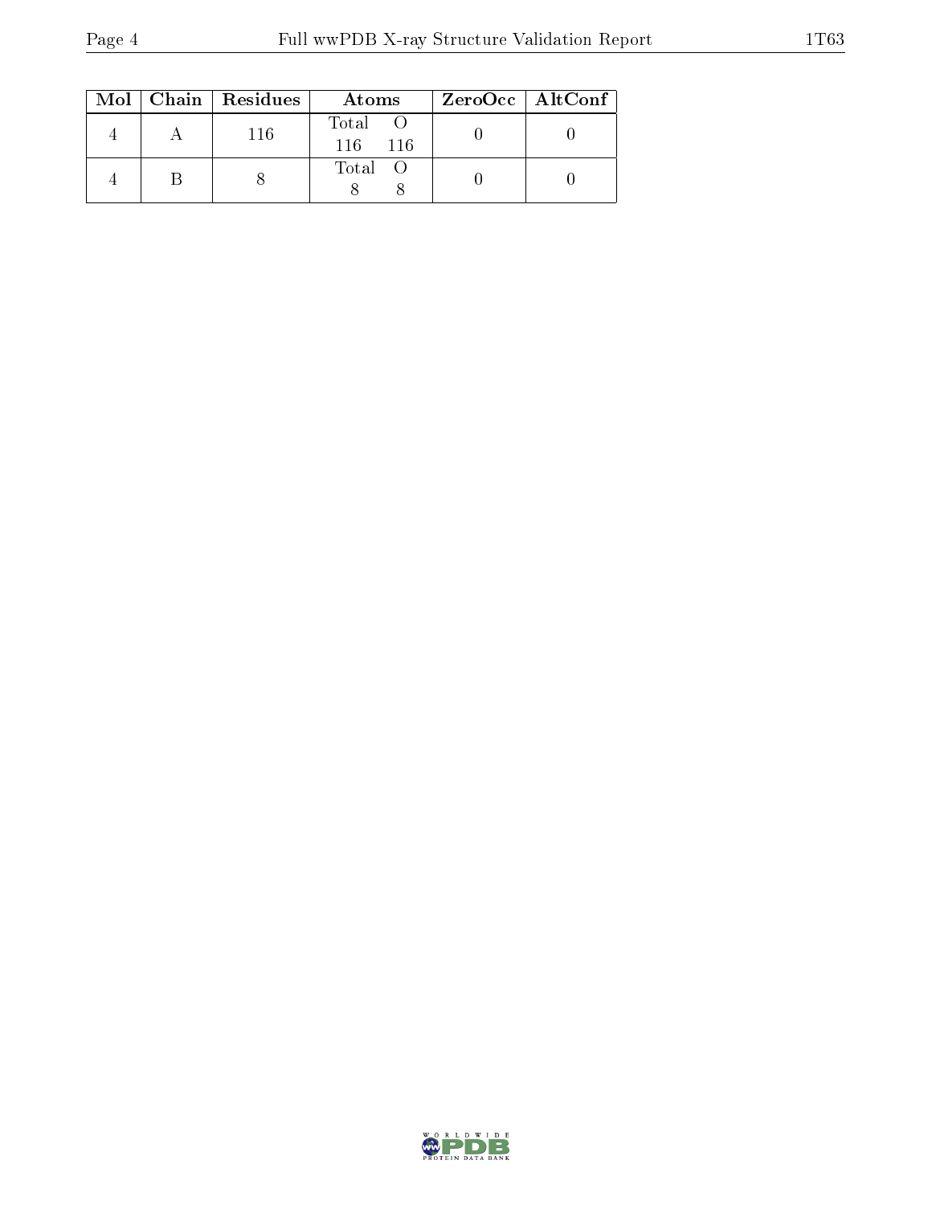| Mol | Chain | Residues | Atoms | | ZeroOcc | AltConf |
|---|---|---|---|---|---|---|
| | | | Total | O | | |
| 4 | A | 116 | 116 | 116 | 0 | 0 |
| 4 | B | 8 | 8 | 8 | 0 | 0 |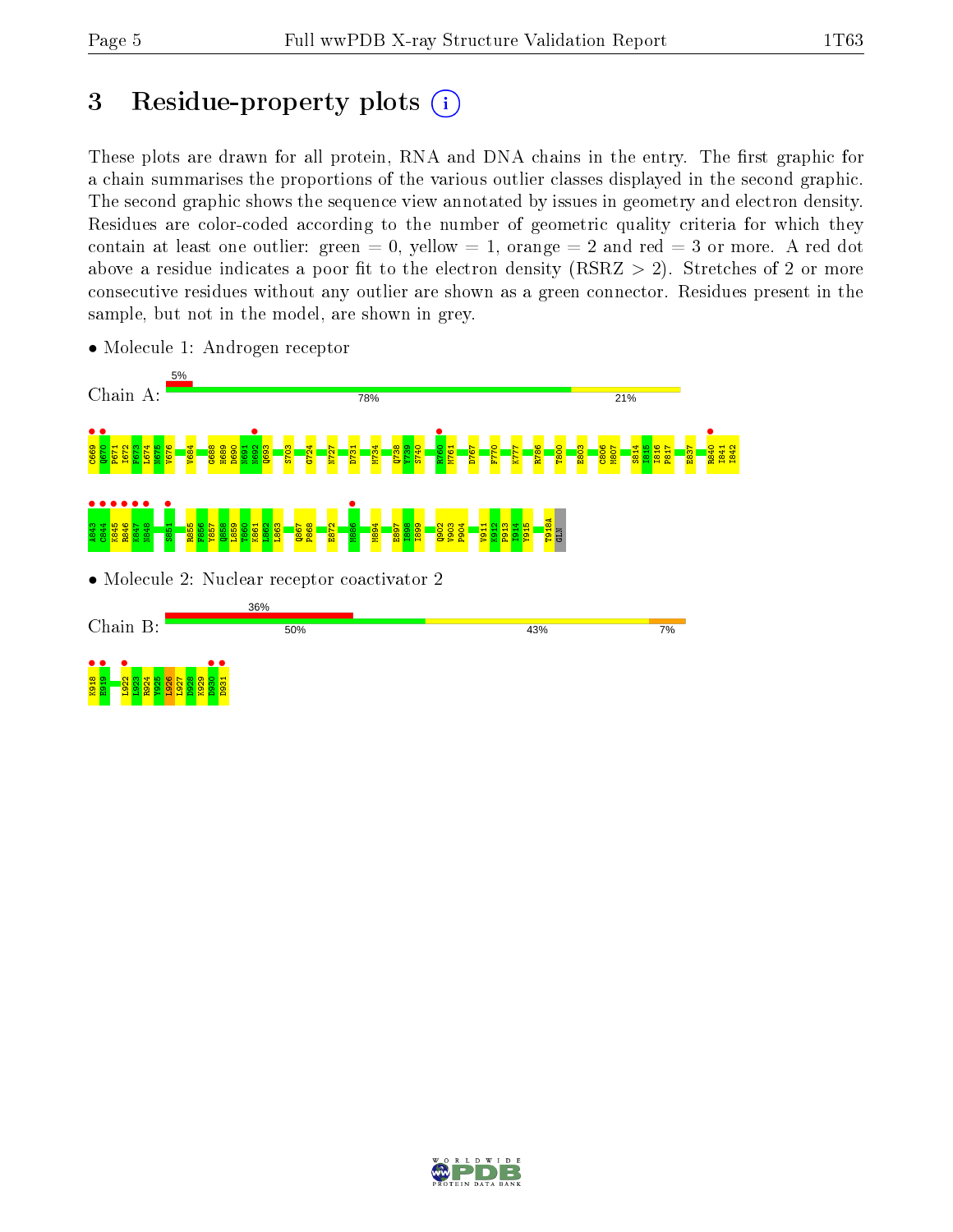# 3 Residue-property plots

These plots are drawn for all protein, RNA and DNA chains in the entry. The first graphic for a chain summarises the proportions of the various outlier classes displayed in the second graphic. The second graphic shows the sequence view annotated by issues in geometry and electron density. Residues are color-coded according to the number of geometric quality criteria for which they contain at least one outlier: green = 0, yellow = 1, orange = 2 and red = 3 or more. A red dot above a residue indicates a poor fit to the electron density (RSRZ > 2). Stretches of 2 or more consecutive residues without any outlier are shown as a green connector. Residues present in the sample, but not in the model, are shown in grey.

- Molecule 1: Androgen receptor

Chain A: 5% | 78% | 21%

C669 Q670 P671 I672 F673 L674 N675 V676 V684 Q688 H689 D690 N691 N692 Q693 S703 G724 N727 D731 M734 Q738 Y739 S740 R760 M761 D767 F770 K777 R786 T800 E803 C806 M807 S814 I815 I816 P817 E837 R840 I841 I842

A843 C844 K845 R846 K847 N848 S851 R855 F856 Y857 Q858 L859 T860 K861 L862 L863 Q867 F868 E872 M886 M894 E897 I898 I899 Q902 V903 P904 V911 K912 P913 I914 Y915 T918A GLN

- Molecule 2: Nuclear receptor coactivator 2

Chain B: 36% | 50% | 43% | 7%

K918 E919 L922 L923 R924 Y925 L926 L927 D928 K929 D930 D931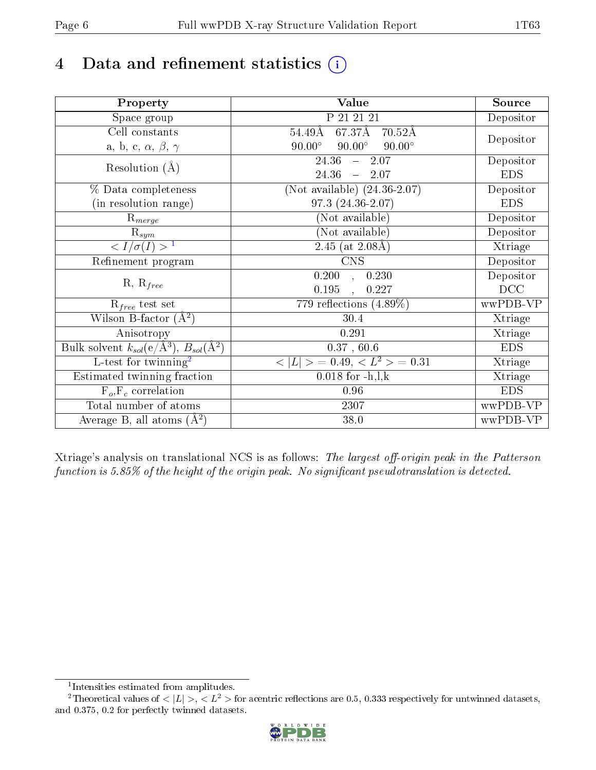# 4 Data and refinement statistics

| Property | Value | Source |
|---|---|---|
| Space group | P 21 21 21 | Depositor |
| Cell constants<br>a, b, c, $\alpha$, $\beta$, $\gamma$ | 54.49Å 67.37Å 70.52Å<br>90.00° 90.00° 90.00° | Depositor |
| Resolution (Å) | 24.36 – 2.07<br>24.36 – 2.07 | Depositor<br>EDS |
| % Data completeness<br>(in resolution range) | (Not available) (24.36-2.07)<br>97.3 (24.36-2.07) | Depositor<br>EDS |
| $R_{merge}$ | (Not available) | Depositor |
| $R_{sym}$ | (Not available) | Depositor |
| $< I/\sigma(I) >$ [1] | 2.45 (at 2.08Å) | Xtriage |
| Refinement program | CNS | Depositor |
| R, $R_{free}$ | 0.200 , 0.230<br>0.195 , 0.227 | Depositor<br>DCC |
| $R_{free}$ test set | 779 reflections (4.89%) | wwPDB-VP |
| Wilson B-factor (Å$^2$) | 30.4 | Xtriage |
| Anisotropy | 0.291 | Xtriage |
| Bulk solvent $k_{sol}$(e/Å$^3$), $B_{sol}$(Å$^2$) | 0.37 , 60.6 | EDS |
| L-test for twinning[2] | $< \|L\| >$ = 0.49, $< L^2 >$ = 0.31 | Xtriage |
| Estimated twinning fraction | 0.018 for -h,l,k | Xtriage |
| $F_o$,$F_c$ correlation | 0.96 | EDS |
| Total number of atoms | 2307 | wwPDB-VP |
| Average B, all atoms (Å$^2$) | 38.0 | wwPDB-VP |

Xtriage's analysis on translational NCS is as follows: *The largest off-origin peak in the Patterson function is 5.85% of the height of the origin peak. No significant pseudotranslation is detected.*

[1] Intensities estimated from amplitudes.

[2] Theoretical values of $< |L| >$, $< L^2 >$ for acentric reflections are 0.5, 0.333 respectively for untwinned datasets, and 0.375, 0.2 for perfectly twinned datasets.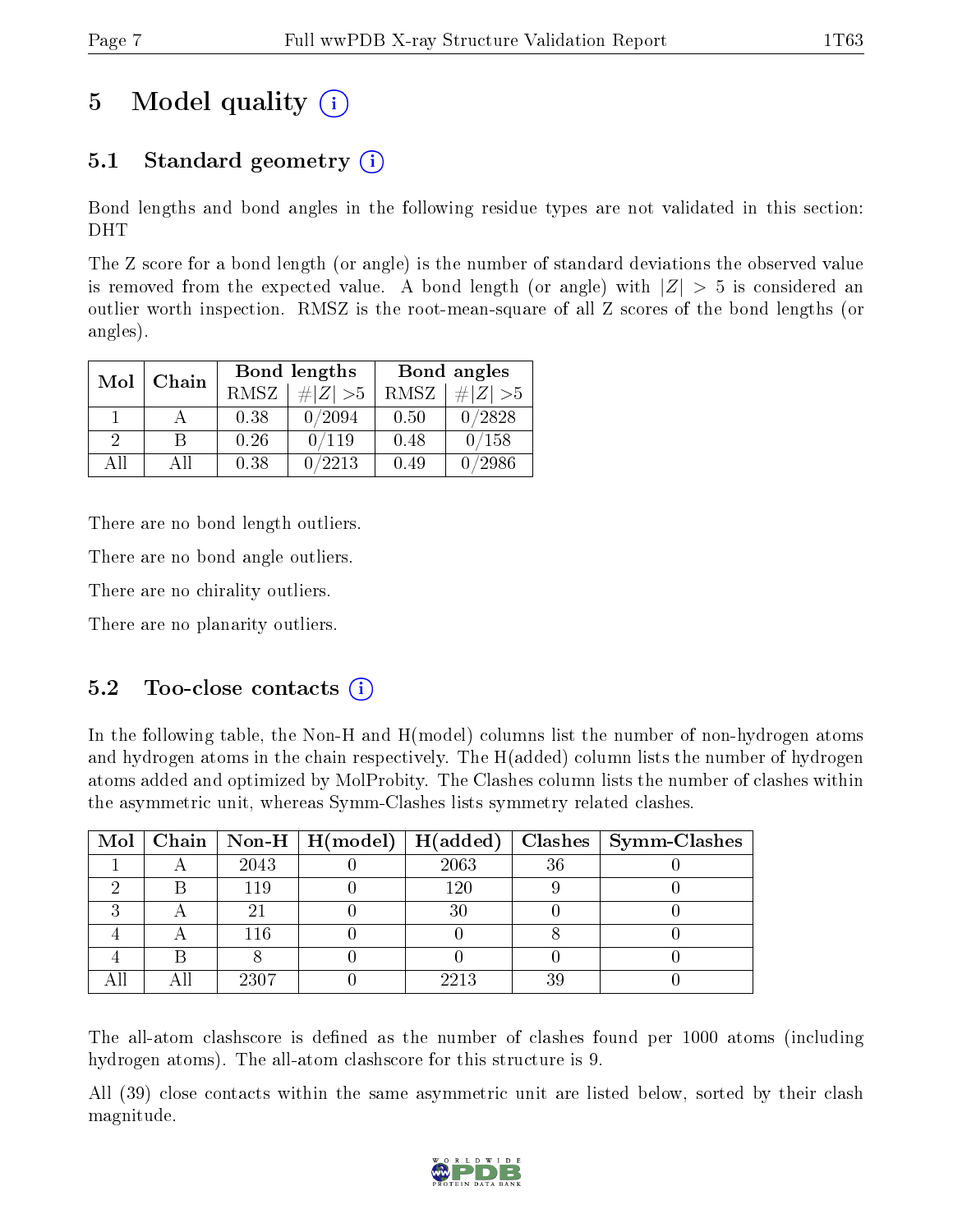# 5 Model quality (i)

## 5.1 Standard geometry (i)

Bond lengths and bond angles in the following residue types are not validated in this section: DHT

The Z score for a bond length (or angle) is the number of standard deviations the observed value is removed from the expected value. A bond length (or angle) with $|Z| > 5$ is considered an outlier worth inspection. RMSZ is the root-mean-square of all Z scores of the bond lengths (or angles).

| Mol | Chain | Bond lengths | | Bond angles | |
|---|---|---|---|---|---|
| | | RMSZ | $\#\|Z\| > 5$ | RMSZ | $\#\|Z\| > 5$ |
| 1 | A | 0.38 | 0/2094 | 0.50 | 0/2828 |
| 2 | B | 0.26 | 0/119 | 0.48 | 0/158 |
| All | All | 0.38 | 0/2213 | 0.49 | 0/2986 |

There are no bond length outliers.

There are no bond angle outliers.

There are no chirality outliers.

There are no planarity outliers.

## 5.2 Too-close contacts (i)

In the following table, the Non-H and H(model) columns list the number of non-hydrogen atoms and hydrogen atoms in the chain respectively. The H(added) column lists the number of hydrogen atoms added and optimized by MolProbity. The Clashes column lists the number of clashes within the asymmetric unit, whereas Symm-Clashes lists symmetry related clashes.

| Mol | Chain | Non-H | H(model) | H(added) | Clashes | Symm-Clashes |
|---|---|---|---|---|---|---|
| 1 | A | 2043 | 0 | 2063 | 36 | 0 |
| 2 | B | 119 | 0 | 120 | 9 | 0 |
| 3 | A | 21 | 0 | 30 | 0 | 0 |
| 4 | A | 116 | 0 | 0 | 8 | 0 |
| 4 | B | 8 | 0 | 0 | 0 | 0 |
| All | All | 2307 | 0 | 2213 | 39 | 0 |

The all-atom clashscore is defined as the number of clashes found per 1000 atoms (including hydrogen atoms). The all-atom clashscore for this structure is 9.

All (39) close contacts within the same asymmetric unit are listed below, sorted by their clash magnitude.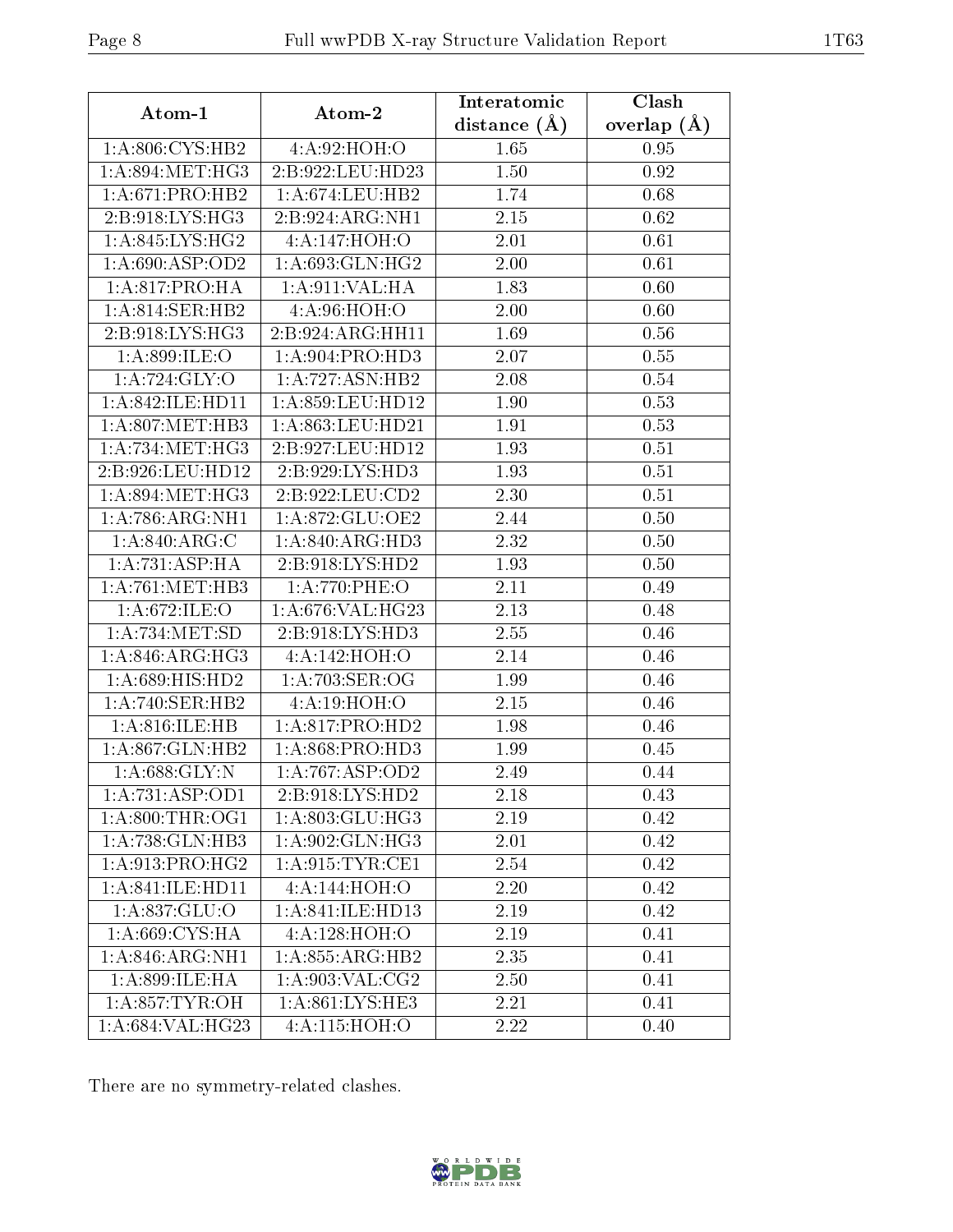| Atom-1 | Atom-2 | Interatomic distance (Å) | Clash overlap (Å) |
|---|---|---|---|
| 1:A:806:CYS:HB2 | 4:A:92:HOH:O | 1.65 | 0.95 |
| 1:A:894:MET:HG3 | 2:B:922:LEU:HD23 | 1.50 | 0.92 |
| 1:A:671:PRO:HB2 | 1:A:674:LEU:HB2 | 1.74 | 0.68 |
| 2:B:918:LYS:HG3 | 2:B:924:ARG:NH1 | 2.15 | 0.62 |
| 1:A:845:LYS:HG2 | 4:A:147:HOH:O | 2.01 | 0.61 |
| 1:A:690:ASP:OD2 | 1:A:693:GLN:HG2 | 2.00 | 0.61 |
| 1:A:817:PRO:HA | 1:A:911:VAL:HA | 1.83 | 0.60 |
| 1:A:814:SER:HB2 | 4:A:96:HOH:O | 2.00 | 0.60 |
| 2:B:918:LYS:HG3 | 2:B:924:ARG:HH11 | 1.69 | 0.56 |
| 1:A:899:ILE:O | 1:A:904:PRO:HD3 | 2.07 | 0.55 |
| 1:A:724:GLY:O | 1:A:727:ASN:HB2 | 2.08 | 0.54 |
| 1:A:842:ILE:HD11 | 1:A:859:LEU:HD12 | 1.90 | 0.53 |
| 1:A:807:MET:HB3 | 1:A:863:LEU:HD21 | 1.91 | 0.53 |
| 1:A:734:MET:HG3 | 2:B:927:LEU:HD12 | 1.93 | 0.51 |
| 2:B:926:LEU:HD12 | 2:B:929:LYS:HD3 | 1.93 | 0.51 |
| 1:A:894:MET:HG3 | 2:B:922:LEU:CD2 | 2.30 | 0.51 |
| 1:A:786:ARG:NH1 | 1:A:872:GLU:OE2 | 2.44 | 0.50 |
| 1:A:840:ARG:C | 1:A:840:ARG:HD3 | 2.32 | 0.50 |
| 1:A:731:ASP:HA | 2:B:918:LYS:HD2 | 1.93 | 0.50 |
| 1:A:761:MET:HB3 | 1:A:770:PHE:O | 2.11 | 0.49 |
| 1:A:672:ILE:O | 1:A:676:VAL:HG23 | 2.13 | 0.48 |
| 1:A:734:MET:SD | 2:B:918:LYS:HD3 | 2.55 | 0.46 |
| 1:A:846:ARG:HG3 | 4:A:142:HOH:O | 2.14 | 0.46 |
| 1:A:689:HIS:HD2 | 1:A:703:SER:OG | 1.99 | 0.46 |
| 1:A:740:SER:HB2 | 4:A:19:HOH:O | 2.15 | 0.46 |
| 1:A:816:ILE:HB | 1:A:817:PRO:HD2 | 1.98 | 0.46 |
| 1:A:867:GLN:HB2 | 1:A:868:PRO:HD3 | 1.99 | 0.45 |
| 1:A:688:GLY:N | 1:A:767:ASP:OD2 | 2.49 | 0.44 |
| 1:A:731:ASP:OD1 | 2:B:918:LYS:HD2 | 2.18 | 0.43 |
| 1:A:800:THR:OG1 | 1:A:803:GLU:HG3 | 2.19 | 0.42 |
| 1:A:738:GLN:HB3 | 1:A:902:GLN:HG3 | 2.01 | 0.42 |
| 1:A:913:PRO:HG2 | 1:A:915:TYR:CE1 | 2.54 | 0.42 |
| 1:A:841:ILE:HD11 | 4:A:144:HOH:O | 2.20 | 0.42 |
| 1:A:837:GLU:O | 1:A:841:ILE:HD13 | 2.19 | 0.42 |
| 1:A:669:CYS:HA | 4:A:128:HOH:O | 2.19 | 0.41 |
| 1:A:846:ARG:NH1 | 1:A:855:ARG:HB2 | 2.35 | 0.41 |
| 1:A:899:ILE:HA | 1:A:903:VAL:CG2 | 2.50 | 0.41 |
| 1:A:857:TYR:OH | 1:A:861:LYS:HE3 | 2.21 | 0.41 |
| 1:A:684:VAL:HG23 | 4:A:115:HOH:O | 2.22 | 0.40 |

There are no symmetry-related clashes.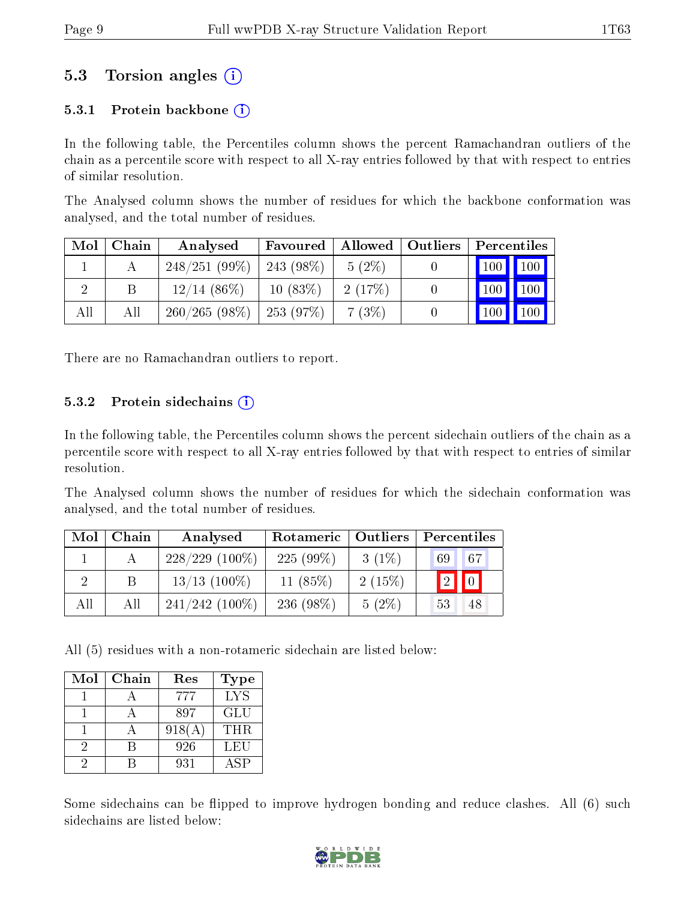## 5.3 Torsion angles (i)

### 5.3.1 Protein backbone (i)

In the following table, the Percentiles column shows the percent Ramachandran outliers of the chain as a percentile score with respect to all X-ray entries followed by that with respect to entries of similar resolution.

The Analysed column shows the number of residues for which the backbone conformation was analysed, and the total number of residues.

| Mol | Chain | Analysed | Favoured | Allowed | Outliers | Percentiles | |
|---|---|---|---|---|---|---|---|
| 1 | A | 248/251 (99%) | 243 (98%) | 5 (2%) | 0 | 100 | 100 |
| 2 | B | 12/14 (86%) | 10 (83%) | 2 (17%) | 0 | 100 | 100 |
| All | All | 260/265 (98%) | 253 (97%) | 7 (3%) | 0 | 100 | 100 |

There are no Ramachandran outliers to report.

### 5.3.2 Protein sidechains (i)

In the following table, the Percentiles column shows the percent sidechain outliers of the chain as a percentile score with respect to all X-ray entries followed by that with respect to entries of similar resolution.

The Analysed column shows the number of residues for which the sidechain conformation was analysed, and the total number of residues.

| Mol | Chain | Analysed | Rotameric | Outliers | Percentiles | |
|---|---|---|---|---|---|---|
| 1 | A | 228/229 (100%) | 225 (99%) | 3 (1%) | 69 | 67 |
| 2 | B | 13/13 (100%) | 11 (85%) | 2 (15%) | 2 | 0 |
| All | All | 241/242 (100%) | 236 (98%) | 5 (2%) | 53 | 48 |

All (5) residues with a non-rotameric sidechain are listed below:

| Mol | Chain | Res | Type |
|---|---|---|---|
| 1 | A | 777 | LYS |
| 1 | A | 897 | GLU |
| 1 | A | 918(A) | THR |
| 2 | B | 926 | LEU |
| 2 | B | 931 | ASP |

Some sidechains can be flipped to improve hydrogen bonding and reduce clashes. All (6) such sidechains are listed below: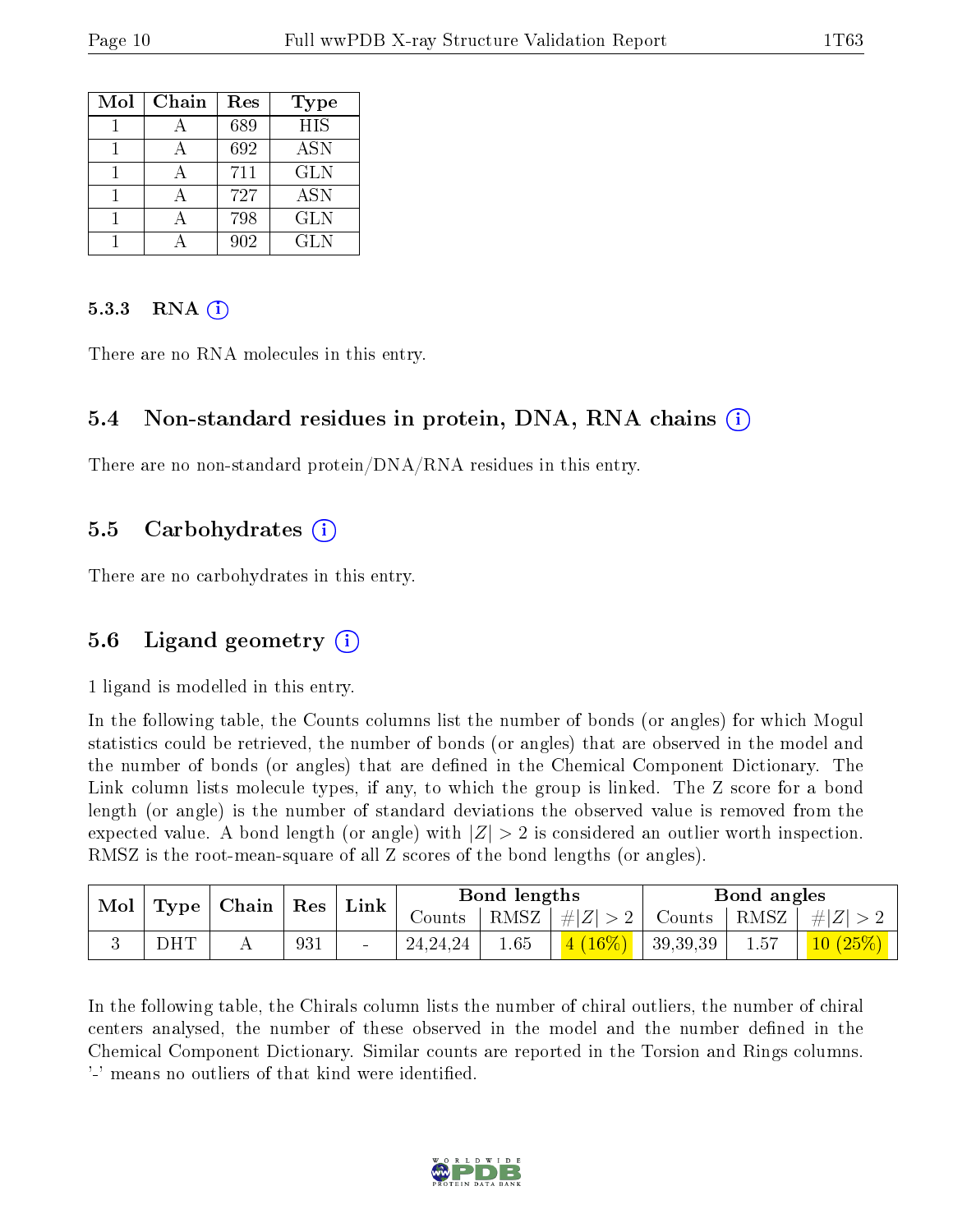| Mol | Chain | Res | Type |
| --- | --- | --- | --- |
| 1 | A | 689 | HIS |
| 1 | A | 692 | ASN |
| 1 | A | 711 | GLN |
| 1 | A | 727 | ASN |
| 1 | A | 798 | GLN |
| 1 | A | 902 | GLN |

#### 5.3.3 RNA

There are no RNA molecules in this entry.

### 5.4 Non-standard residues in protein, DNA, RNA chains

There are no non-standard protein/DNA/RNA residues in this entry.

### 5.5 Carbohydrates

There are no carbohydrates in this entry.

### 5.6 Ligand geometry

1 ligand is modelled in this entry.

In the following table, the Counts columns list the number of bonds (or angles) for which Mogul statistics could be retrieved, the number of bonds (or angles) that are observed in the model and the number of bonds (or angles) that are defined in the Chemical Component Dictionary. The Link column lists molecule types, if any, to which the group is linked. The Z score for a bond length (or angle) is the number of standard deviations the observed value is removed from the expected value. A bond length (or angle) with $|Z| > 2$ is considered an outlier worth inspection. RMSZ is the root-mean-square of all Z scores of the bond lengths (or angles).

| Mol | Type | Chain | Res | Link | Bond lengths | | | Bond angles | | |
| --- | --- | --- | --- | --- | --- | --- | --- | --- | --- | --- |
| | | | | | Counts | RMSZ | $\#\|Z\| > 2$ | Counts | RMSZ | $\#\|Z\| > 2$ |
| 3 | DHT | A | 931 | - | 24,24,24 | 1.65 | 4 (16%) | 39,39,39 | 1.57 | 10 (25%) |

In the following table, the Chirals column lists the number of chiral outliers, the number of chiral centers analysed, the number of these observed in the model and the number defined in the Chemical Component Dictionary. Similar counts are reported in the Torsion and Rings columns. '-' means no outliers of that kind were identified.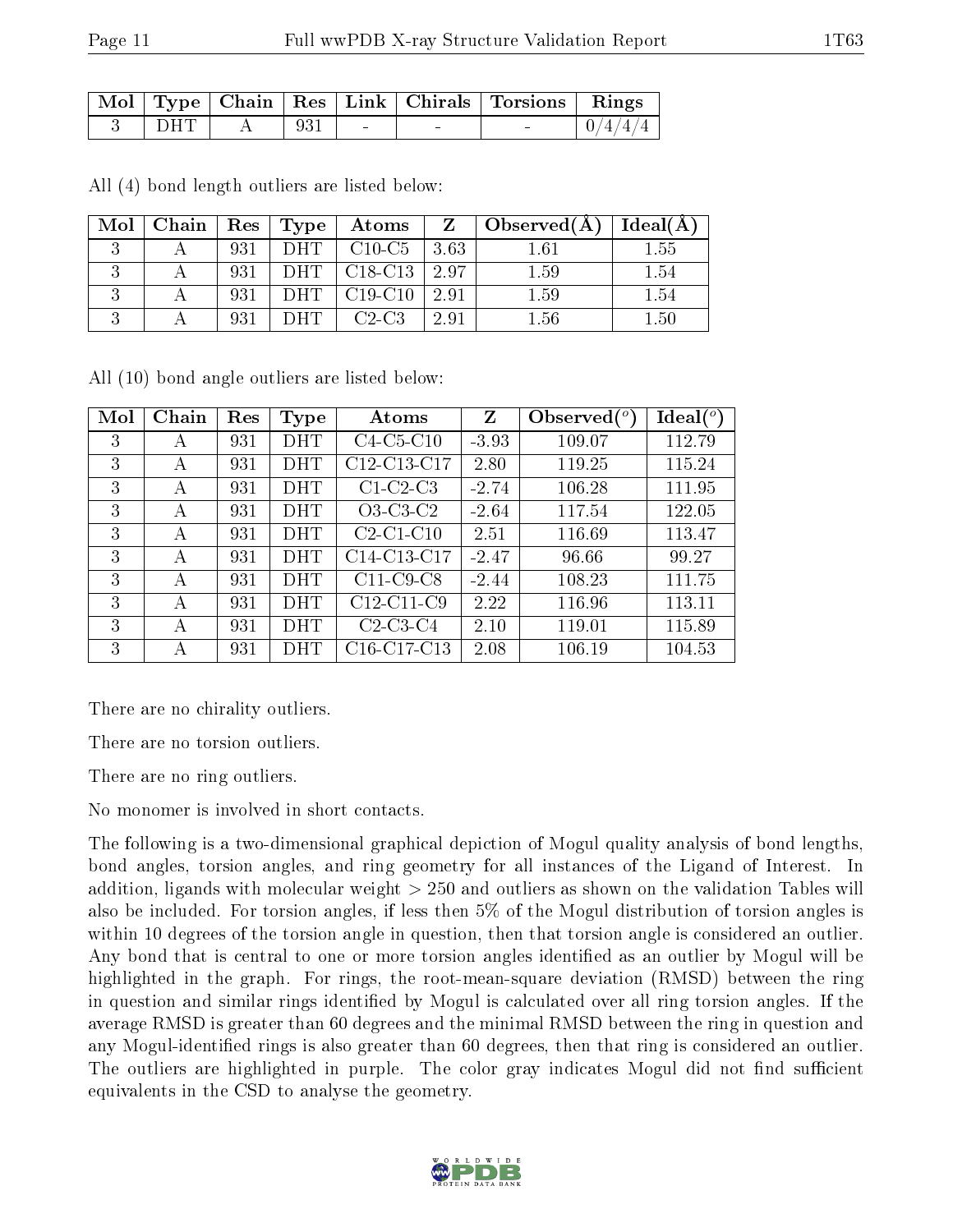| Mol | Type | Chain | Res | Link | Chirals | Torsions | Rings |
|---|---|---|---|---|---|---|---|
| 3 | DHT | A | 931 | - | - | - | 0/4/4/4 |

All (4) bond length outliers are listed below:

| Mol | Chain | Res | Type | Atoms | Z | Observed(Å) | Ideal(Å) |
|---|---|---|---|---|---|---|---|
| 3 | A | 931 | DHT | C10-C5 | 3.63 | 1.61 | 1.55 |
| 3 | A | 931 | DHT | C18-C13 | 2.97 | 1.59 | 1.54 |
| 3 | A | 931 | DHT | C19-C10 | 2.91 | 1.59 | 1.54 |
| 3 | A | 931 | DHT | C2-C3 | 2.91 | 1.56 | 1.50 |

All (10) bond angle outliers are listed below:

| Mol | Chain | Res | Type | Atoms | Z | Observed($^o$) | Ideal($^o$) |
|---|---|---|---|---|---|---|---|
| 3 | A | 931 | DHT | C4-C5-C10 | -3.93 | 109.07 | 112.79 |
| 3 | A | 931 | DHT | C12-C13-C17 | 2.80 | 119.25 | 115.24 |
| 3 | A | 931 | DHT | C1-C2-C3 | -2.74 | 106.28 | 111.95 |
| 3 | A | 931 | DHT | O3-C3-C2 | -2.64 | 117.54 | 122.05 |
| 3 | A | 931 | DHT | C2-C1-C10 | 2.51 | 116.69 | 113.47 |
| 3 | A | 931 | DHT | C14-C13-C17 | -2.47 | 96.66 | 99.27 |
| 3 | A | 931 | DHT | C11-C9-C8 | -2.44 | 108.23 | 111.75 |
| 3 | A | 931 | DHT | C12-C11-C9 | 2.22 | 116.96 | 113.11 |
| 3 | A | 931 | DHT | C2-C3-C4 | 2.10 | 119.01 | 115.89 |
| 3 | A | 931 | DHT | C16-C17-C13 | 2.08 | 106.19 | 104.53 |

There are no chirality outliers.

There are no torsion outliers.

There are no ring outliers.

No monomer is involved in short contacts.

The following is a two-dimensional graphical depiction of Mogul quality analysis of bond lengths, bond angles, torsion angles, and ring geometry for all instances of the Ligand of Interest. In addition, ligands with molecular weight > 250 and outliers as shown on the validation Tables will also be included. For torsion angles, if less then 5% of the Mogul distribution of torsion angles is within 10 degrees of the torsion angle in question, then that torsion angle is considered an outlier. Any bond that is central to one or more torsion angles identified as an outlier by Mogul will be highlighted in the graph. For rings, the root-mean-square deviation (RMSD) between the ring in question and similar rings identified by Mogul is calculated over all ring torsion angles. If the average RMSD is greater than 60 degrees and the minimal RMSD between the ring in question and any Mogul-identified rings is also greater than 60 degrees, then that ring is considered an outlier. The outliers are highlighted in purple. The color gray indicates Mogul did not find sufficient equivalents in the CSD to analyse the geometry.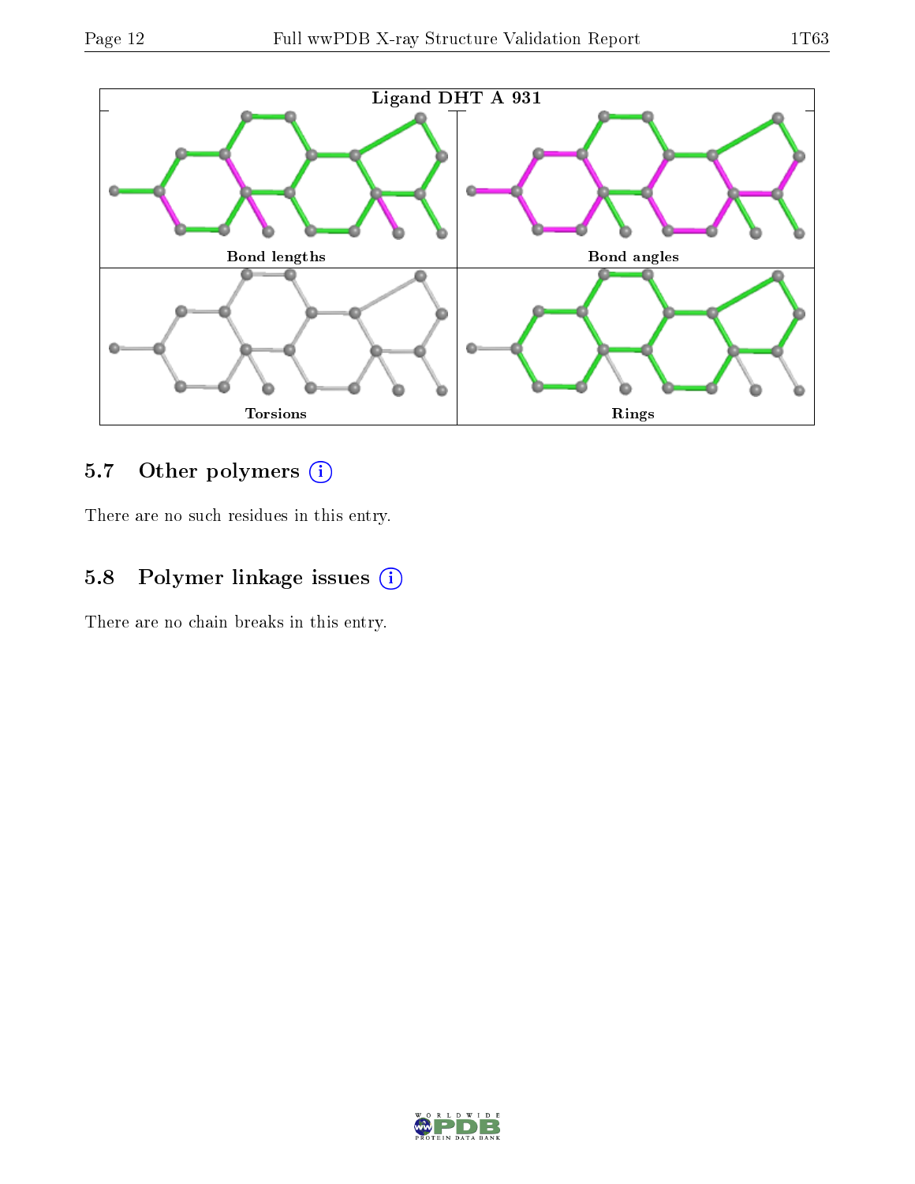Ligand DHT A 931

Bond lengths | Bond angles | Torsions | Rings

## 5.7 Other polymers

There are no such residues in this entry.

## 5.8 Polymer linkage issues

There are no chain breaks in this entry.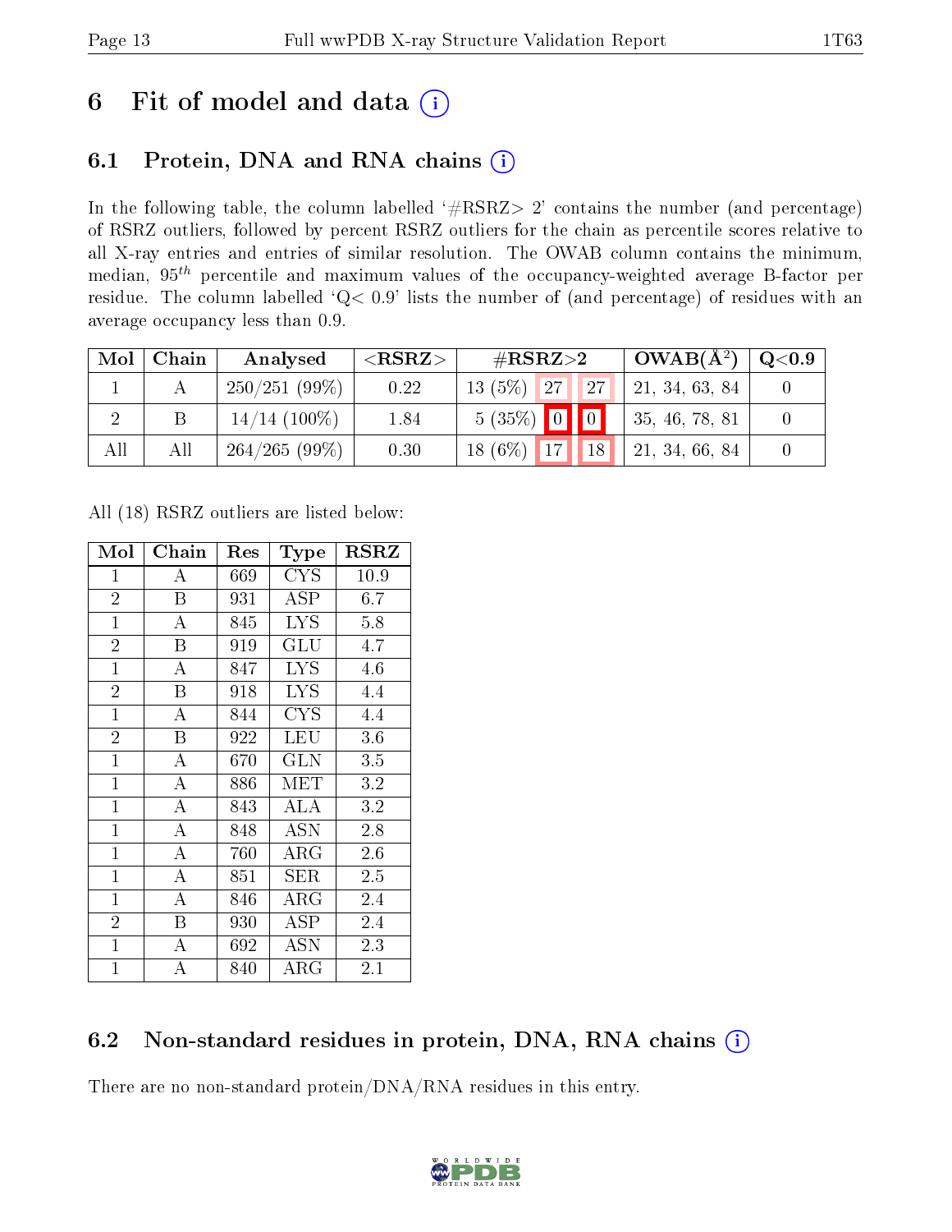# 6 Fit of model and data (i)

## 6.1 Protein, DNA and RNA chains (i)

In the following table, the column labelled '#RSRZ> 2' contains the number (and percentage) of RSRZ outliers, followed by percent RSRZ outliers for the chain as percentile scores relative to all X-ray entries and entries of similar resolution. The OWAB column contains the minimum, median, $95^{th}$ percentile and maximum values of the occupancy-weighted average B-factor per residue. The column labelled 'Q< 0.9' lists the number of (and percentage) of residues with an average occupancy less than 0.9.

| Mol | Chain | Analysed | <RSRZ> | #RSRZ>2 | | | OWAB(Å$^2$) | Q<0.9 |
|---|---|---|---|---|---|---|---|---|
| 1 | A | 250/251 (99%) | 0.22 | 13 (5%) | 27 | 27 | 21, 34, 63, 84 | 0 |
| 2 | B | 14/14 (100%) | 1.84 | 5 (35%) | 0 | 0 | 35, 46, 78, 81 | 0 |
| All | All | 264/265 (99%) | 0.30 | 18 (6%) | 17 | 18 | 21, 34, 66, 84 | 0 |

All (18) RSRZ outliers are listed below:

| Mol | Chain | Res | Type | RSRZ |
|---|---|---|---|---|
| 1 | A | 669 | CYS | 10.9 |
| 2 | B | 931 | ASP | 6.7 |
| 1 | A | 845 | LYS | 5.8 |
| 2 | B | 919 | GLU | 4.7 |
| 1 | A | 847 | LYS | 4.6 |
| 2 | B | 918 | LYS | 4.4 |
| 1 | A | 844 | CYS | 4.4 |
| 2 | B | 922 | LEU | 3.6 |
| 1 | A | 670 | GLN | 3.5 |
| 1 | A | 886 | MET | 3.2 |
| 1 | A | 843 | ALA | 3.2 |
| 1 | A | 848 | ASN | 2.8 |
| 1 | A | 760 | ARG | 2.6 |
| 1 | A | 851 | SER | 2.5 |
| 1 | A | 846 | ARG | 2.4 |
| 2 | B | 930 | ASP | 2.4 |
| 1 | A | 692 | ASN | 2.3 |
| 1 | A | 840 | ARG | 2.1 |

## 6.2 Non-standard residues in protein, DNA, RNA chains (i)

There are no non-standard protein/DNA/RNA residues in this entry.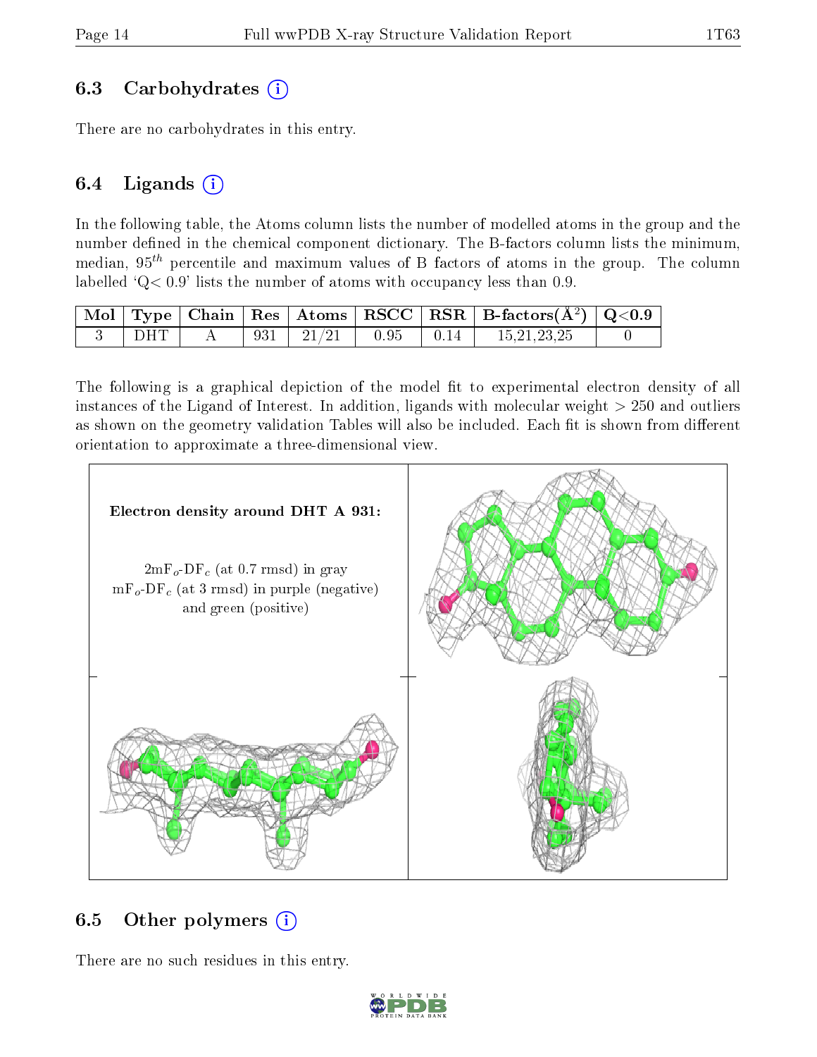### 6.3 Carbohydrates (i)

There are no carbohydrates in this entry.

### 6.4 Ligands (i)

In the following table, the Atoms column lists the number of modelled atoms in the group and the number defined in the chemical component dictionary. The B-factors column lists the minimum, median, $95^{th}$ percentile and maximum values of B factors of atoms in the group. The column labelled 'Q< 0.9' lists the number of atoms with occupancy less than 0.9.

| Mol | Type | Chain | Res | Atoms | RSCC | RSR | B-factors($Å^2$) | Q<0.9 |
|---|---|---|---|---|---|---|---|---|
| 3 | DHT | A | 931 | 21/21 | 0.95 | 0.14 | 15,21,23,25 | 0 |

The following is a graphical depiction of the model fit to experimental electron density of all instances of the Ligand of Interest. In addition, ligands with molecular weight > 250 and outliers as shown on the geometry validation Tables will also be included. Each fit is shown from different orientation to approximate a three-dimensional view.

**Electron density around DHT A 931:**

$2mF_o$-$DF_c$ (at 0.7 rmsd) in gray
$mF_o$-$DF_c$ (at 3 rmsd) in purple (negative) and green (positive)

### 6.5 Other polymers (i)

There are no such residues in this entry.